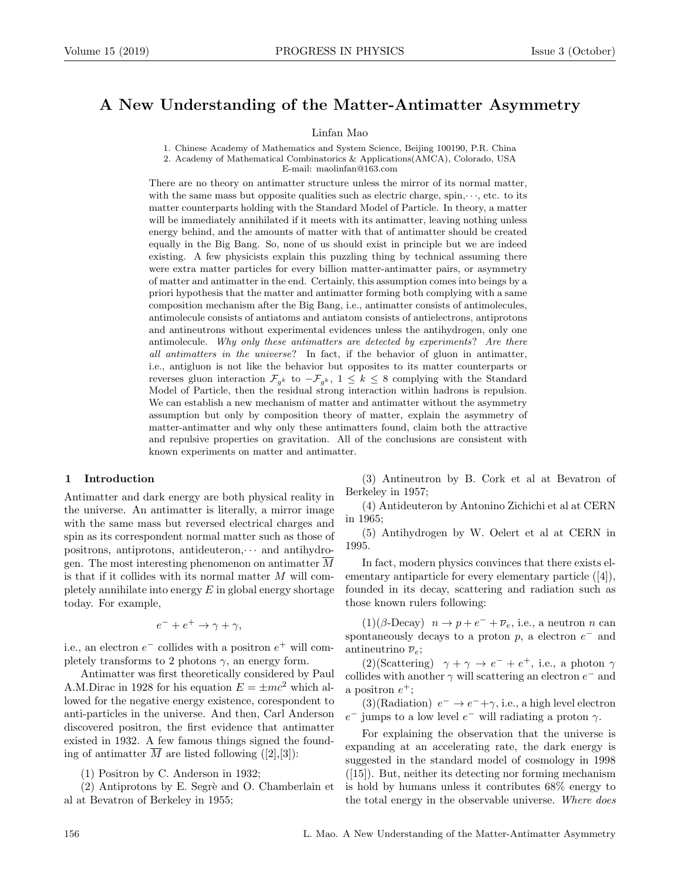# A New Understanding of the Matter-Antimatter Asymmetry

Linfan Mao

1. Chinese Academy of Mathematics and System Science, Beijing 100190, P.R. China
2. Academy of Mathematical Combinatorics & Applications(AMCA), Colorado, USA

E-mail: maolinfan@163.com

There are no theory on antimatter structure unless the mirror of its normal matter, with the same mass but opposite qualities such as electric charge, spin,$\cdots$, etc. to its matter counterparts holding with the Standard Model of Particle. In theory, a matter will be immediately annihilated if it meets with its antimatter, leaving nothing unless energy behind, and the amounts of matter with that of antimatter should be created equally in the Big Bang. So, none of us should exist in principle but we are indeed existing. A few physicists explain this puzzling thing by technical assuming there were extra matter particles for every billion matter-antimatter pairs, or asymmetry of matter and antimatter in the end. Certainly, this assumption comes into beings by a priori hypothesis that the matter and antimatter forming both complying with a same composition mechanism after the Big Bang, i.e., antimatter consists of antimolecules, antimolecule consists of antiatoms and antiatom consists of antielectrons, antiprotons and antineutrons without experimental evidences unless the antihydrogen, only one antimolecule. *Why only these antimatters are detected by experiments? Are there all antimatters in the universe?* In fact, if the behavior of gluon in antimatter, i.e., antigluon is not like the behavior but opposites to its matter counterparts or reverses gluon interaction $\mathcal{F}_{g^k}$ to $-\mathcal{F}_{g^k}$, $1 \leq k \leq 8$ complying with the Standard Model of Particle, then the residual strong interaction within hadrons is repulsion. We can establish a new mechanism of matter and antimatter without the asymmetry assumption but only by composition theory of matter, explain the asymmetry of matter-antimatter and why only these antimatters found, claim both the attractive and repulsive properties on gravitation. All of the conclusions are consistent with known experiments on matter and antimatter.

## 1 Introduction

Antimatter and dark energy are both physical reality in the universe. An antimatter is literally, a mirror image with the same mass but reversed electrical charges and spin as its correspondent normal matter such as those of positrons, antiprotons, antideuteron,$\cdots$ and antihydrogen. The most interesting phenomenon on antimatter $\overline{M}$ is that if it collides with its normal matter $M$ will completely annihilate into energy $E$ in global energy shortage today. For example,

$$e^- + e^+ \to \gamma + \gamma,$$

i.e., an electron $e^-$ collides with a positron $e^+$ will completely transforms to 2 photons $\gamma$, an energy form.

Antimatter was first theoretically considered by Paul A.M.Dirac in 1928 for his equation $E = \pm mc^2$ which allowed for the negative energy existence, corespondent to anti-particles in the universe. And then, Carl Anderson discovered positron, the first evidence that antimatter existed in 1932. A few famous things signed the founding of antimatter $\overline{M}$ are listed following ([2],[3]):

(1) Positron by C. Anderson in 1932;

(2) Antiprotons by E. Segrè and O. Chamberlain et al at Bevatron of Berkeley in 1955;

(3) Antineutron by B. Cork et al at Bevatron of Berkeley in 1957;

(4) Antideuteron by Antonino Zichichi et al at CERN in 1965;

(5) Antihydrogen by W. Oelert et al at CERN in 1995.

In fact, modern physics convinces that there exists elementary antiparticle for every elementary particle ([4]), founded in its decay, scattering and radiation such as those known rulers following:

(1)($\beta$-Decay) $n \to p + e^- + \overline{\nu}_e$, i.e., a neutron $n$ can spontaneously decays to a proton $p$, a electron $e^-$ and antineutrino $\overline{\nu}_e$;

(2)(Scattering) $\gamma + \gamma \to e^- + e^+$, i.e., a photon $\gamma$ collides with another $\gamma$ will scattering an electron $e^-$ and a positron $e^+$;

(3)(Radiation) $e^- \to e^- + \gamma$, i.e., a high level electron $e^-$ jumps to a low level $e^-$ will radiating a proton $\gamma$.

For explaining the observation that the universe is expanding at an accelerating rate, the dark energy is suggested in the standard model of cosmology in 1998 ([15]). But, neither its detecting nor forming mechanism is hold by humans unless it contributes 68% energy to the total energy in the observable universe. *Where does*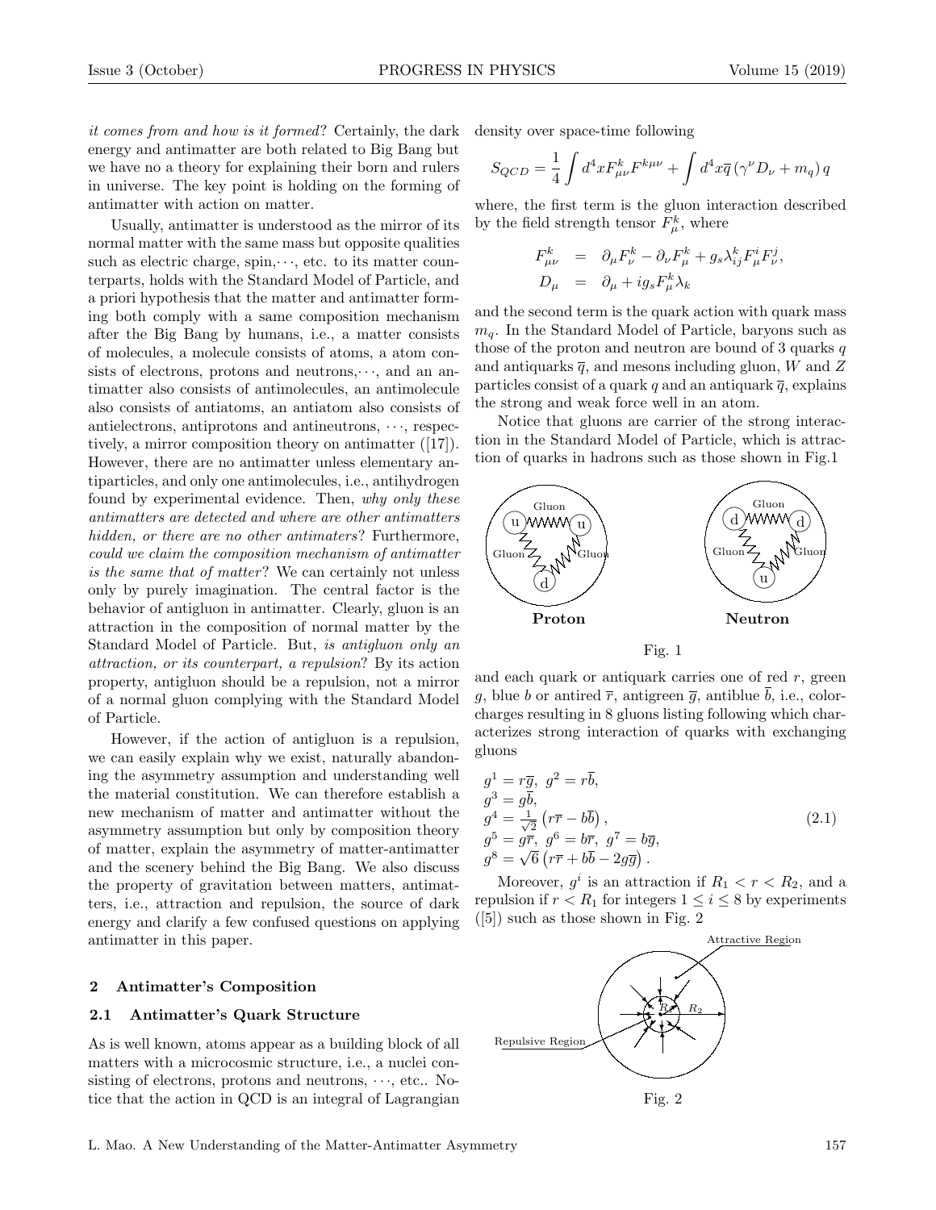*it comes from and how is it formed*? Certainly, the dark energy and antimatter are both related to Big Bang but we have no a theory for explaining their born and rulers in universe. The key point is holding on the forming of antimatter with action on matter.

Usually, antimatter is understood as the mirror of its normal matter with the same mass but opposite qualities such as electric charge, spin,$\cdots$, etc. to its matter counterparts, holds with the Standard Model of Particle, and a priori hypothesis that the matter and antimatter forming both comply with a same composition mechanism after the Big Bang by humans, i.e., a matter consists of molecules, a molecule consists of atoms, a atom consists of electrons, protons and neutrons,$\cdots$, and an antimatter also consists of antimolecules, an antimolecule also consists of antiatoms, an antiatom also consists of antielectrons, antiprotons and antineutrons, $\cdots$, respectively, a mirror composition theory on antimatter ([17]). However, there are no antimatter unless elementary antiparticles, and only one antimolecules, i.e., antihydrogen found by experimental evidence. Then, *why only these antimatters are detected and where are other antimatters hidden, or there are no other antimaters*? Furthermore, *could we claim the composition mechanism of antimatter is the same that of matter*? We can certainly not unless only by purely imagination. The central factor is the behavior of antigluon in antimatter. Clearly, gluon is an attraction in the composition of normal matter by the Standard Model of Particle. But, *is antigluon only an attraction, or its counterpart, a repulsion*? By its action property, antigluon should be a repulsion, not a mirror of a normal gluon complying with the Standard Model of Particle.

However, if the action of antigluon is a repulsion, we can easily explain why we exist, naturally abandoning the asymmetry assumption and understanding well the material constitution. We can therefore establish a new mechanism of matter and antimatter without the asymmetry assumption but only by composition theory of matter, explain the asymmetry of matter-antimatter and the scenery behind the Big Bang. We also discuss the property of gravitation between matters, antimatters, i.e., attraction and repulsion, the source of dark energy and clarify a few confused questions on applying antimatter in this paper.

## 2 Antimatter's Composition

### 2.1 Antimatter's Quark Structure

As is well known, atoms appear as a building block of all matters with a microcosmic structure, i.e., a nuclei consisting of electrons, protons and neutrons, $\cdots$, etc.. Notice that the action in QCD is an integral of Lagrangian density over space-time following

$$S_{QCD} = \frac{1}{4}\int d^4x F^k_{\mu\nu}F^{k\mu\nu} + \int d^4x \overline{q}\left(\gamma^\nu D_\nu + m_q\right)q$$

where, the first term is the gluon interaction described by the field strength tensor $F^k_\mu$, where

$$\begin{aligned} F^k_{\mu\nu} &= \partial_\mu F^k_\nu - \partial_\nu F^k_\mu + g_s\lambda^k_{ij}F^i_\mu F^j_\nu, \\ D_\mu &= \partial_\mu + ig_sF^k_\mu\lambda_k \end{aligned}$$

and the second term is the quark action with quark mass $m_q$. In the Standard Model of Particle, baryons such as those of the proton and neutron are bound of 3 quarks $q$ and antiquarks $\overline{q}$, and mesons including gluon, $W$ and $Z$ particles consist of a quark $q$ and an antiquark $\overline{q}$, explains the strong and weak force well in an atom.

Notice that gluons are carrier of the strong interaction in the Standard Model of Particle, which is attraction of quarks in hadrons such as those shown in Fig.1

Gluon
u
u
d
Gluon
Gluon
**Proton**

Gluon
d
d
u
Gluon
Gluon
**Neutron**

Fig. 1

and each quark or antiquark carries one of red $r$, green $g$, blue $b$ or antired $\overline{r}$, antigreen $\overline{g}$, antiblue $\overline{b}$, i.e., color-charges resulting in 8 gluons listing following which characterizes strong interaction of quarks with exchanging gluons

$$\begin{aligned} &g^1 = r\overline{g},\ g^2 = r\overline{b}, \\ &g^3 = g\overline{b}, \\ &g^4 = \tfrac{1}{\sqrt{2}}\left(r\overline{r} - b\overline{b}\right), \\ &g^5 = g\overline{r},\ g^6 = b\overline{r},\ g^7 = b\overline{g}, \\ &g^8 = \sqrt{6}\left(r\overline{r} + b\overline{b} - 2g\overline{g}\right). \end{aligned} \tag{2.1}$$

Moreover, $g^i$ is an attraction if $R_1 < r < R_2$, and a repulsion if $r < R_1$ for integers $1 \leq i \leq 8$ by experiments ([5]) such as those shown in Fig. 2

Attractive Region
$R_1$
$R_2$
Repulsive Region

Fig. 2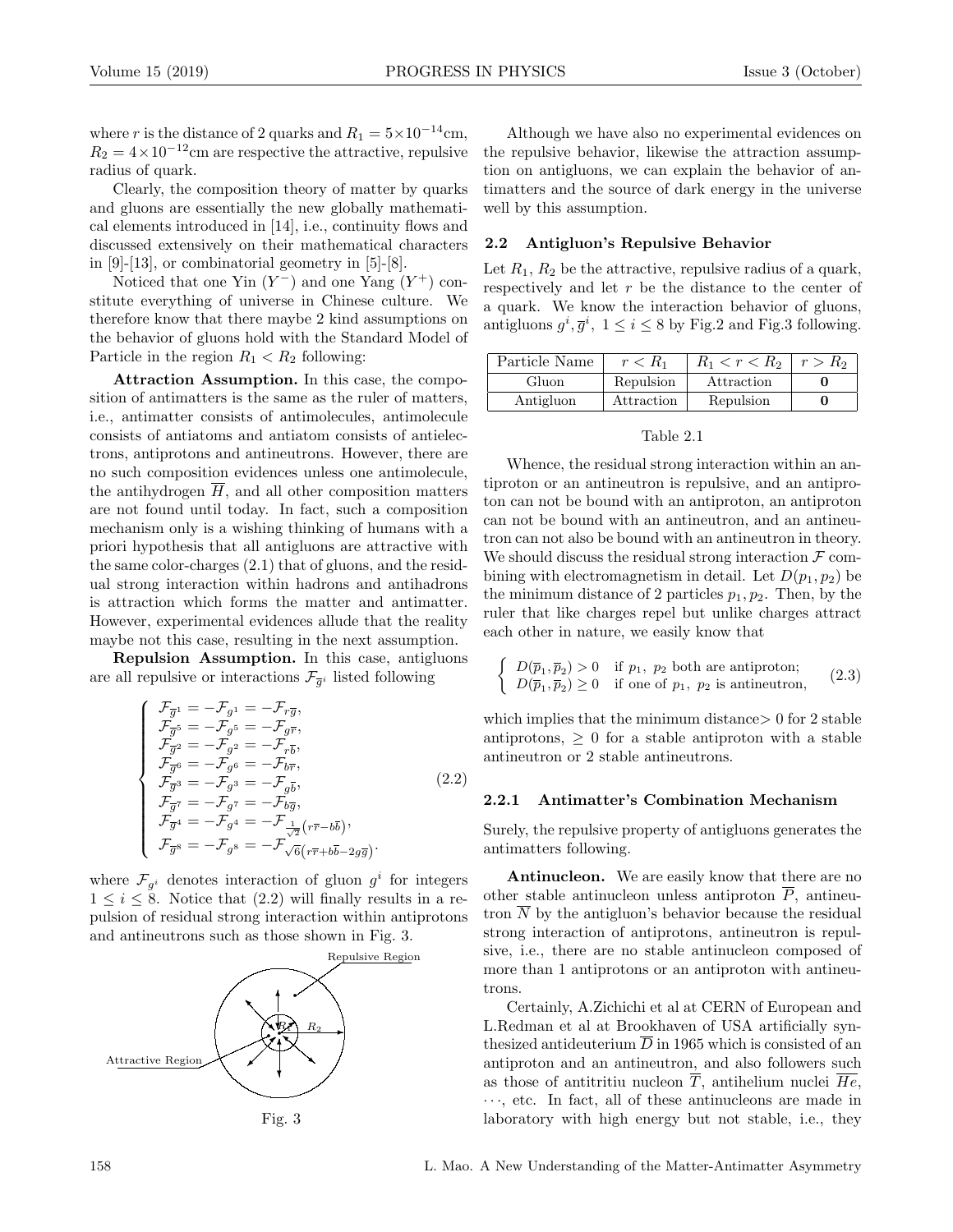where $r$ is the distance of 2 quarks and $R_1 = 5\times10^{-14}$cm, $R_2 = 4\times10^{-12}$cm are respective the attractive, repulsive radius of quark.

Clearly, the composition theory of matter by quarks and gluons are essentially the new globally mathematical elements introduced in [14], i.e., continuity flows and discussed extensively on their mathematical characters in [9]-[13], or combinatorial geometry in [5]-[8].

Noticed that one Yin ($Y^-$) and one Yang ($Y^+$) constitute everything of universe in Chinese culture. We therefore know that there maybe 2 kind assumptions on the behavior of gluons hold with the Standard Model of Particle in the region $R_1 < R_2$ following:

**Attraction Assumption.** In this case, the composition of antimatters is the same as the ruler of matters, i.e., antimatter consists of antimolecules, antimolecule consists of antiatoms and antiatom consists of antielectrons, antiprotons and antineutrons. However, there are no such composition evidences unless one antimolecule, the antihydrogen $\overline{H}$, and all other composition matters are not found until today. In fact, such a composition mechanism only is a wishing thinking of humans with a priori hypothesis that all antigluons are attractive with the same color-charges (2.1) that of gluons, and the residual strong interaction within hadrons and antihadrons is attraction which forms the matter and antimatter. However, experimental evidences allude that the reality maybe not this case, resulting in the next assumption.

**Repulsion Assumption.** In this case, antigluons are all repulsive or interactions $\mathcal{F}_{\overline{g}^i}$ listed following

$$
\left\{
\begin{array}{l}
\mathcal{F}_{\overline{g}^1} = -\mathcal{F}_{g^1} = -\mathcal{F}_{r\overline{g}}, \\
\mathcal{F}_{\overline{g}^5} = -\mathcal{F}_{g^5} = -\mathcal{F}_{g\overline{r}}, \\
\mathcal{F}_{\overline{g}^2} = -\mathcal{F}_{g^2} = -\mathcal{F}_{r\overline{b}}, \\
\mathcal{F}_{\overline{g}^6} = -\mathcal{F}_{g^6} = -\mathcal{F}_{b\overline{r}}, \\
\mathcal{F}_{\overline{g}^3} = -\mathcal{F}_{g^3} = -\mathcal{F}_{g\overline{b}}, \\
\mathcal{F}_{\overline{g}^7} = -\mathcal{F}_{g^7} = -\mathcal{F}_{b\overline{g}}, \\
\mathcal{F}_{\overline{g}^4} = -\mathcal{F}_{g^4} = -\mathcal{F}_{\frac{1}{\sqrt{2}}\left(r\overline{r}-b\overline{b}\right)}, \\
\mathcal{F}_{\overline{g}^8} = -\mathcal{F}_{g^8} = -\mathcal{F}_{\sqrt{6}\left(r\overline{r}+b\overline{b}-2g\overline{g}\right)}.
\end{array}
\right.
\tag{2.2}
$$

where $\mathcal{F}_{g^i}$ denotes interaction of gluon $g^i$ for integers $1 \le i \le 8$. Notice that (2.2) will finally results in a repulsion of residual strong interaction within antiprotons and antineutrons such as those shown in Fig. 3.

Repulsive Region

$R_1$ $R_2$

Attractive Region

Fig. 3

Although we have also no experimental evidences on the repulsive behavior, likewise the attraction assumption on antigluons, we can explain the behavior of antimatters and the source of dark energy in the universe well by this assumption.

### 2.2 Antigluon's Repulsive Behavior

Let $R_1$, $R_2$ be the attractive, repulsive radius of a quark, respectively and let $r$ be the distance to the center of a quark. We know the interaction behavior of gluons, antigluons $g^i, \overline{g}^i$, $1 \le i \le 8$ by Fig.2 and Fig.3 following.

| Particle Name | $r < R_1$ | $R_1 < r < R_2$ | $r > R_2$ |
|---|---|---|---|
| Gluon | Repulsion | Attraction | **0** |
| Antigluon | Attraction | Repulsion | **0** |

Table 2.1

Whence, the residual strong interaction within an antiproton or an antineutron is repulsive, and an antiproton can not be bound with an antiproton, an antiproton can not be bound with an antineutron, and an antineutron can not also be bound with an antineutron in theory. We should discuss the residual strong interaction $\mathcal{F}$ combining with electromagnetism in detail. Let $D(p_1, p_2)$ be the minimum distance of 2 particles $p_1, p_2$. Then, by the ruler that like charges repel but unlike charges attract each other in nature, we easily know that

$$
\left\{
\begin{array}{ll}
D(\overline{p}_1, \overline{p}_2) > 0 & \text{if } p_1,\ p_2 \text{ both are antiproton;} \\
D(\overline{p}_1, \overline{p}_2) \ge 0 & \text{if one of } p_1,\ p_2 \text{ is antineutron,}
\end{array}
\right.
\tag{2.3}
$$

which implies that the minimum distance$> 0$ for 2 stable antiprotons, $\ge 0$ for a stable antiproton with a stable antineutron or 2 stable antineutrons.

#### 2.2.1 Antimatter's Combination Mechanism

Surely, the repulsive property of antigluons generates the antimatters following.

**Antinucleon.** We are easily know that there are no other stable antinucleon unless antiproton $\overline{P}$, antineutron $\overline{N}$ by the antigluon's behavior because the residual strong interaction of antiprotons, antineutron is repulsive, i.e., there are no stable antinucleon composed of more than 1 antiprotons or an antiproton with antineutrons.

Certainly, A.Zichichi et al at CERN of European and L.Redman et al at Brookhaven of USA artificially synthesized antideuterium $\overline{D}$ in 1965 which is consisted of an antiproton and an antineutron, and also followers such as those of antitritiu nucleon $\overline{T}$, antihelium nuclei $\overline{He}$, $\cdots$, etc. In fact, all of these antinucleons are made in laboratory with high energy but not stable, i.e., they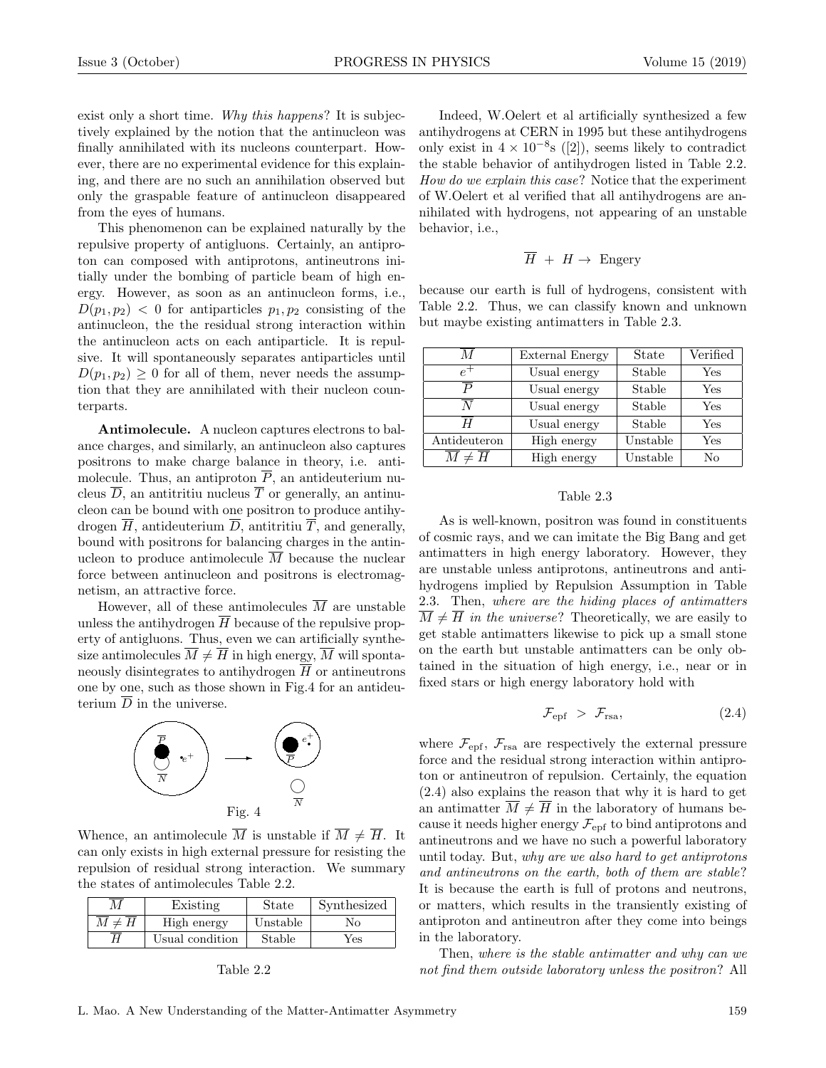exist only a short time. *Why this happens*? It is subjectively explained by the notion that the antinucleon was finally annihilated with its nucleons counterpart. However, there are no experimental evidence for this explaining, and there are no such an annihilation observed but only the graspable feature of antinucleon disappeared from the eyes of humans.

This phenomenon can be explained naturally by the repulsive property of antigluons. Certainly, an antiproton can composed with antiprotons, antineutrons initially under the bombing of particle beam of high energy. However, as soon as an antinucleon forms, i.e., $D(p_1, p_2) < 0$ for antiparticles $p_1, p_2$ consisting of the antinucleon, the the residual strong interaction within the antinucleon acts on each antiparticle. It is repulsive. It will spontaneously separates antiparticles until $D(p_1, p_2) \geq 0$ for all of them, never needs the assumption that they are annihilated with their nucleon counterparts.

**Antimolecule.** A nucleon captures electrons to balance charges, and similarly, an antinucleon also captures positrons to make charge balance in theory, i.e. antimolecule. Thus, an antiproton $\overline{P}$, an antideuterium nucleus $\overline{D}$, an antitritiu nucleus $\overline{T}$ or generally, an antinucleon can be bound with one positron to produce antihydrogen $\overline{H}$, antideuterium $\overline{D}$, antitritiu $\overline{T}$, and generally, bound with positrons for balancing charges in the antinucleon to produce antimolecule $\overline{M}$ because the nuclear force between antinucleon and positrons is electromagnetism, an attractive force.

However, all of these antimolecules $\overline{M}$ are unstable unless the antihydrogen $\overline{H}$ because of the repulsive property of antigluons. Thus, even we can artificially synthesize antimolecules $\overline{M} \neq \overline{H}$ in high energy, $\overline{M}$ will spontaneously disintegrates to antihydrogen $\overline{H}$ or antineutrons one by one, such as those shown in Fig.4 for an antideuterium $\overline{D}$ in the universe.

$\overline{P}$
$e^+$
$\overline{N}$
$e^+$
$\overline{P}$
$\overline{N}$

Fig. 4

Whence, an antimolecule $\overline{M}$ is unstable if $\overline{M} \neq \overline{H}$. It can only exists in high external pressure for resisting the repulsion of residual strong interaction. We summary the states of antimolecules Table 2.2.

| $\overline{M}$ | Existing | State | Synthesized |
|---|---|---|---|
| $\overline{M} \neq \overline{H}$ | High energy | Unstable | No |
| $\overline{H}$ | Usual condition | Stable | Yes |

Table 2.2

Indeed, W.Oelert et al artificially synthesized a few antihydrogens at CERN in 1995 but these antihydrogens only exist in $4 \times 10^{-8}$s ([2]), seems likely to contradict the stable behavior of antihydrogen listed in Table 2.2. *How do we explain this case*? Notice that the experiment of W.Oelert et al verified that all antihydrogens are annihilated with hydrogens, not appearing of an unstable behavior, i.e.,

$$\overline{H} + H \rightarrow \text{Engery}$$

because our earth is full of hydrogens, consistent with Table 2.2. Thus, we can classify known and unknown but maybe existing antimatters in Table 2.3.

| $\overline{M}$ | External Energy | State | Verified |
|---|---|---|---|
| $e^+$ | Usual energy | Stable | Yes |
| $\overline{P}$ | Usual energy | Stable | Yes |
| $\overline{N}$ | Usual energy | Stable | Yes |
| $\overline{H}$ | Usual energy | Stable | Yes |
| Antideuteron | High energy | Unstable | Yes |
| $\overline{M} \neq \overline{H}$ | High energy | Unstable | No |

Table 2.3

As is well-known, positron was found in constituents of cosmic rays, and we can imitate the Big Bang and get antimatters in high energy laboratory. However, they are unstable unless antiprotons, antineutrons and antihydrogens implied by Repulsion Assumption in Table 2.3. Then, *where are the hiding places of antimatters $\overline{M} \neq \overline{H}$ in the universe*? Theoretically, we are easily to get stable antimatters likewise to pick up a small stone on the earth but unstable antimatters can be only obtained in the situation of high energy, i.e., near or in fixed stars or high energy laboratory hold with

$$\mathcal{F}_{\text{epf}} > \mathcal{F}_{\text{rsa}}, \tag{2.4}$$

where $\mathcal{F}_{\text{epf}}$, $\mathcal{F}_{\text{rsa}}$ are respectively the external pressure force and the residual strong interaction within antiproton or antineutron of repulsion. Certainly, the equation (2.4) also explains the reason that why it is hard to get an antimatter $\overline{M} \neq \overline{H}$ in the laboratory of humans because it needs higher energy $\mathcal{F}_{\text{epf}}$ to bind antiprotons and antineutrons and we have no such a powerful laboratory until today. But, *why are we also hard to get antiprotons and antineutrons on the earth, both of them are stable*? It is because the earth is full of protons and neutrons, or matters, which results in the transiently existing of antiproton and antineutron after they come into beings in the laboratory.

Then, *where is the stable antimatter and why can we not find them outside laboratory unless the positron*? All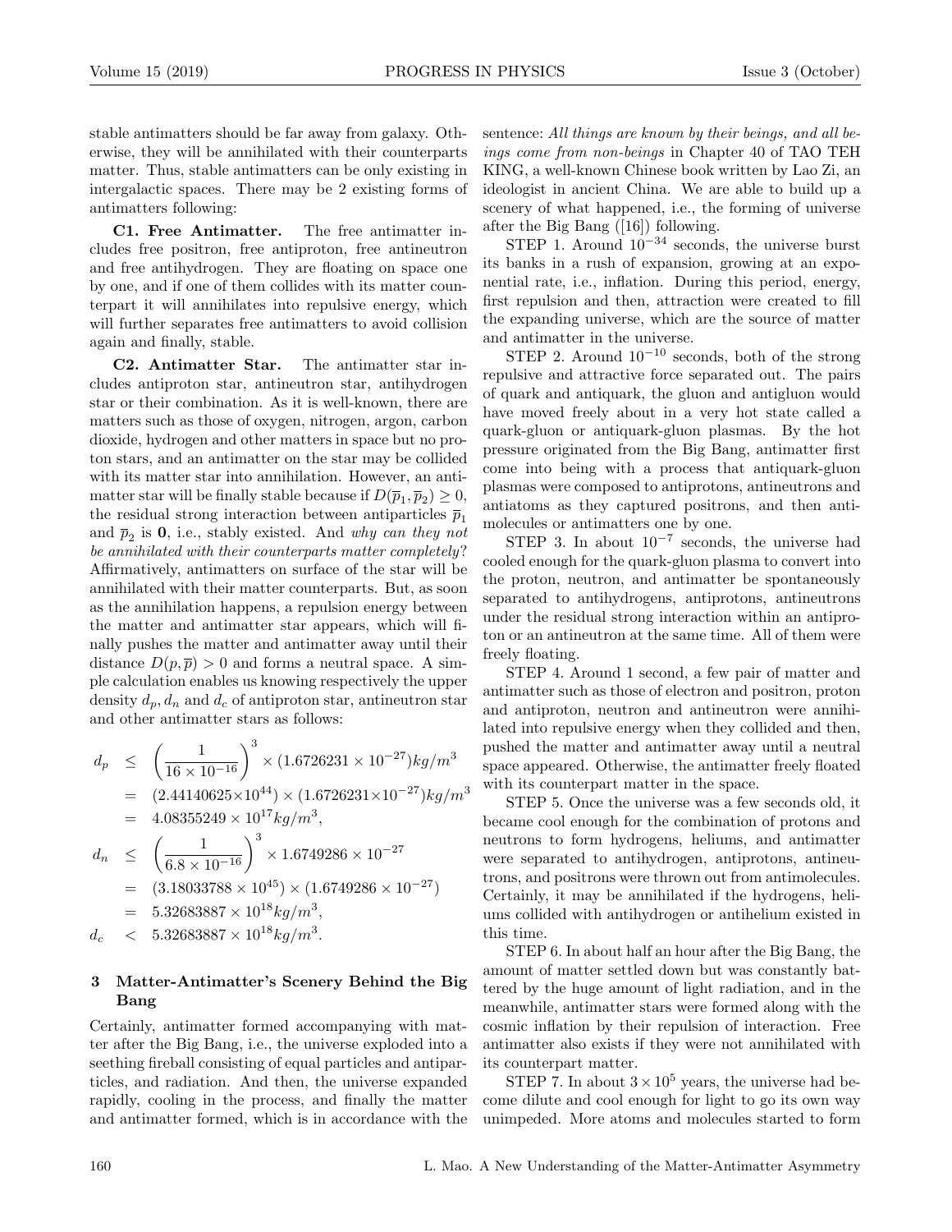stable antimatters should be far away from galaxy. Otherwise, they will be annihilated with their counterparts matter. Thus, stable antimatters can be only existing in intergalactic spaces. There may be 2 existing forms of antimatters following:

**C1. Free Antimatter.** The free antimatter includes free positron, free antiproton, free antineutron and free antihydrogen. They are floating on space one by one, and if one of them collides with its matter counterpart it will annihilates into repulsive energy, which will further separates free antimatters to avoid collision again and finally, stable.

**C2. Antimatter Star.** The antimatter star includes antiproton star, antineutron star, antihydrogen star or their combination. As it is well-known, there are matters such as those of oxygen, nitrogen, argon, carbon dioxide, hydrogen and other matters in space but no proton stars, and an antimatter on the star may be collided with its matter star into annihilation. However, an antimatter star will be finally stable because if $D(\overline{p}_1, \overline{p}_2) \geq 0$, the residual strong interaction between antiparticles $\overline{p}_1$ and $\overline{p}_2$ is $\mathbf{0}$, i.e., stably existed. And *why can they not be annihilated with their counterparts matter completely*? Affirmatively, antimatters on surface of the star will be annihilated with their matter counterparts. But, as soon as the annihilation happens, a repulsion energy between the matter and antimatter star appears, which will finally pushes the matter and antimatter away until their distance $D(p, \overline{p}) > 0$ and forms a neutral space. A simple calculation enables us knowing respectively the upper density $d_p, d_n$ and $d_c$ of antiproton star, antineutron star and other antimatter stars as follows:

$$
\begin{aligned}
d_p &\leq \left(\frac{1}{16 \times 10^{-16}}\right)^3 \times (1.6726231 \times 10^{-27}) kg/m^3 \\
&= (2.44140625 \times 10^{44}) \times (1.6726231 \times 10^{-27}) kg/m^3 \\
&= 4.08355249 \times 10^{17} kg/m^3, \\
d_n &\leq \left(\frac{1}{6.8 \times 10^{-16}}\right)^3 \times 1.6749286 \times 10^{-27} \\
&= (3.18033788 \times 10^{45}) \times (1.6749286 \times 10^{-27}) \\
&= 5.32683887 \times 10^{18} kg/m^3, \\
d_c &< 5.32683887 \times 10^{18} kg/m^3.
\end{aligned}
$$

## 3 Matter-Antimatter's Scenery Behind the Big Bang

Certainly, antimatter formed accompanying with matter after the Big Bang, i.e., the universe exploded into a seething fireball consisting of equal particles and antiparticles, and radiation. And then, the universe expanded rapidly, cooling in the process, and finally the matter and antimatter formed, which is in accordance with the sentence: *All things are known by their beings, and all beings come from non-beings* in Chapter 40 of TAO TEH KING, a well-known Chinese book written by Lao Zi, an ideologist in ancient China. We are able to build up a scenery of what happened, i.e., the forming of universe after the Big Bang ([16]) following.

STEP 1. Around $10^{-34}$ seconds, the universe burst its banks in a rush of expansion, growing at an exponential rate, i.e., inflation. During this period, energy, first repulsion and then, attraction were created to fill the expanding universe, which are the source of matter and antimatter in the universe.

STEP 2. Around $10^{-10}$ seconds, both of the strong repulsive and attractive force separated out. The pairs of quark and antiquark, the gluon and antigluon would have moved freely about in a very hot state called a quark-gluon or antiquark-gluon plasmas. By the hot pressure originated from the Big Bang, antimatter first come into being with a process that antiquark-gluon plasmas were composed to antiprotons, antineutrons and antiatoms as they captured positrons, and then antimolecules or antimatters one by one.

STEP 3. In about $10^{-7}$ seconds, the universe had cooled enough for the quark-gluon plasma to convert into the proton, neutron, and antimatter be spontaneously separated to antihydrogens, antiprotons, antineutrons under the residual strong interaction within an antiproton or an antineutron at the same time. All of them were freely floating.

STEP 4. Around 1 second, a few pair of matter and antimatter such as those of electron and positron, proton and antiproton, neutron and antineutron were annihilated into repulsive energy when they collided and then, pushed the matter and antimatter away until a neutral space appeared. Otherwise, the antimatter freely floated with its counterpart matter in the space.

STEP 5. Once the universe was a few seconds old, it became cool enough for the combination of protons and neutrons to form hydrogens, heliums, and antimatter were separated to antihydrogen, antiprotons, antineutrons, and positrons were thrown out from antimolecules. Certainly, it may be annihilated if the hydrogens, heliums collided with antihydrogen or antihelium existed in this time.

STEP 6. In about half an hour after the Big Bang, the amount of matter settled down but was constantly battered by the huge amount of light radiation, and in the meanwhile, antimatter stars were formed along with the cosmic inflation by their repulsion of interaction. Free antimatter also exists if they were not annihilated with its counterpart matter in the space.

STEP 7. In about $3 \times 10^5$ years, the universe had become dilute and cool enough for light to go its own way unimpeded. More atoms and molecules started to form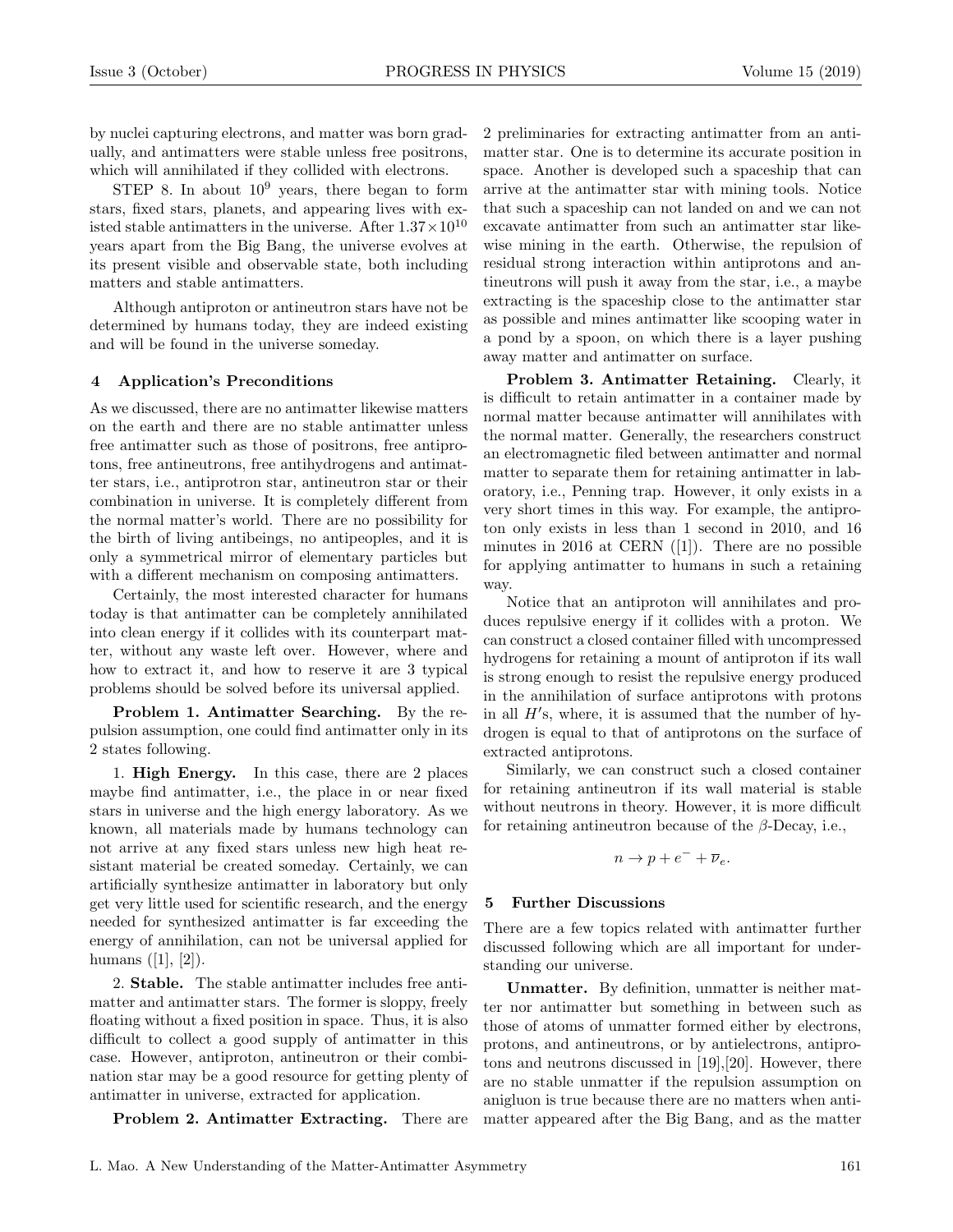by nuclei capturing electrons, and matter was born gradually, and antimatters were stable unless free positrons, which will annihilated if they collided with electrons.

STEP 8. In about $10^9$ years, there began to form stars, fixed stars, planets, and appearing lives with existed stable antimatters in the universe. After $1.37\times10^{10}$ years apart from the Big Bang, the universe evolves at its present visible and observable state, both including matters and stable antimatters.

Although antiproton or antineutron stars have not be determined by humans today, they are indeed existing and will be found in the universe someday.

## 4 Application's Preconditions

As we discussed, there are no antimatter likewise matters on the earth and there are no stable antimatter unless free antimatter such as those of positrons, free antiprotons, free antineutrons, free antihydrogens and antimatter stars, i.e., antiprotron star, antineutron star or their combination in universe. It is completely different from the normal matter's world. There are no possibility for the birth of living antibeings, no antipeoples, and it is only a symmetrical mirror of elementary particles but with a different mechanism on composing antimatters.

Certainly, the most interested character for humans today is that antimatter can be completely annihilated into clean energy if it collides with its counterpart matter, without any waste left over. However, where and how to extract it, and how to reserve it are 3 typical problems should be solved before its universal applied.

**Problem 1. Antimatter Searching.** By the repulsion assumption, one could find antimatter only in its 2 states following.

1. **High Energy.** In this case, there are 2 places maybe find antimatter, i.e., the place in or near fixed stars in universe and the high energy laboratory. As we known, all materials made by humans technology can not arrive at any fixed stars unless new high heat resistant material be created someday. Certainly, we can artificially synthesize antimatter in laboratory but only get very little used for scientific research, and the energy needed for synthesized antimatter is far exceeding the energy of annihilation, can not be universal applied for humans ([1], [2]).

2. **Stable.** The stable antimatter includes free antimatter and antimatter stars. The former is sloppy, freely floating without a fixed position in space. Thus, it is also difficult to collect a good supply of antimatter in this case. However, antiproton, antineutron or their combination star may be a good resource for getting plenty of antimatter in universe, extracted for application.

**Problem 2. Antimatter Extracting.** There are 2 preliminaries for extracting antimatter from an antimatter star. One is to determine its accurate position in space. Another is developed such a spaceship that can arrive at the antimatter star with mining tools. Notice that such a spaceship can not landed on and we can not excavate antimatter from such an antimatter star likewise mining in the earth. Otherwise, the repulsion of residual strong interaction within antiprotons and antineutrons will push it away from the star, i.e., a maybe extracting is the spaceship close to the antimatter star as possible and mines antimatter like scooping water in a pond by a spoon, on which there is a layer pushing away matter and antimatter on surface.

**Problem 3. Antimatter Retaining.** Clearly, it is difficult to retain antimatter in a container made by normal matter because antimatter will annihilates with the normal matter. Generally, the researchers construct an electromagnetic filed between antimatter and normal matter to separate them for retaining antimatter in laboratory, i.e., Penning trap. However, it only exists in a very short times in this way. For example, the antiproton only exists in less than 1 second in 2010, and 16 minutes in 2016 at CERN ([1]). There are no possible for applying antimatter to humans in such a retaining way.

Notice that an antiproton will annihilates and produces repulsive energy if it collides with a proton. We can construct a closed container filled with uncompressed hydrogens for retaining a mount of antiproton if its wall is strong enough to resist the repulsive energy produced in the annihilation of surface antiprotons with protons in all $H'$s, where, it is assumed that the number of hydrogen is equal to that of antiprotons on the surface of extracted antiprotons.

Similarly, we can construct such a closed container for retaining antineutron if its wall material is stable without neutrons in theory. However, it is more difficult for retaining antineutron because of the $\beta$-Decay, i.e.,

$$n \to p + e^- + \overline{\nu}_e.$$

## 5 Further Discussions

There are a few topics related with antimatter further discussed following which are all important for understanding our universe.

**Unmatter.** By definition, unmatter is neither matter nor antimatter but something in between such as those of atoms of unmatter formed either by electrons, protons, and antineutrons, or by antielectrons, antiprotons and neutrons discussed in [19],[20]. However, there are no stable unmatter if the repulsion assumption on anigluon is true because there are no matters when antimatter appeared after the Big Bang, and as the matter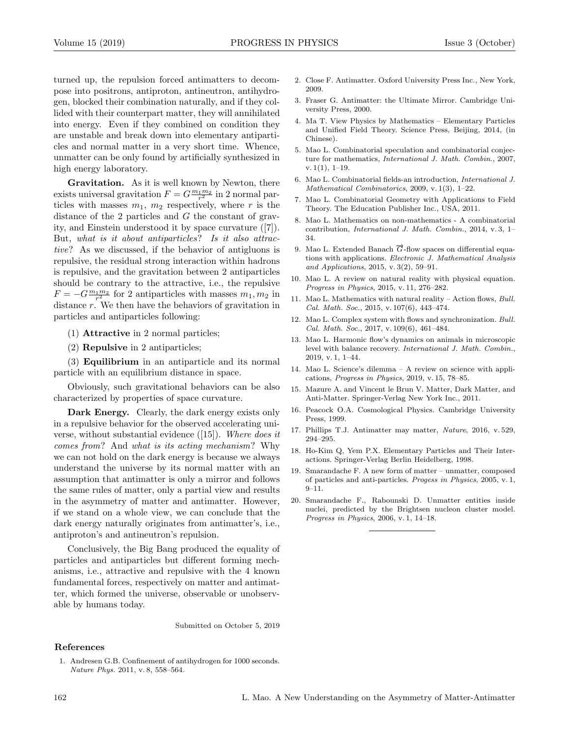turned up, the repulsion forced antimatters to decompose into positrons, antiproton, antineutron, antihydrogen, blocked their combination naturally, and if they collided with their counterpart matter, they will annihilated into energy. Even if they combined on condition they are unstable and break down into elementary antiparticles and normal matter in a very short time. Whence, unmatter can be only found by artificially synthesized in high energy laboratory.

**Gravitation.** As it is well known by Newton, there exists universal gravitation $F = G\frac{m_1 m_2}{r^2}$ in 2 normal particles with masses $m_1$, $m_2$ respectively, where $r$ is the distance of the 2 particles and $G$ the constant of gravity, and Einstein understood it by space curvature ([7]). But, *what is it about antiparticles*? *Is it also attractive*? As we discussed, if the behavior of antigluons is repulsive, the residual strong interaction within hadrons is repulsive, and the gravitation between 2 antiparticles should be contrary to the attractive, i.e., the repulsive $F = -G\frac{m_1 m_2}{r^2}$ for 2 antiparticles with masses $m_1, m_2$ in distance $r$. We then have the behaviors of gravitation in particles and antiparticles following:

(1) **Attractive** in 2 normal particles;

(2) **Repulsive** in 2 antiparticles;

(3) **Equilibrium** in an antiparticle and its normal particle with an equilibrium distance in space.

Obviously, such gravitational behaviors can be also characterized by properties of space curvature.

**Dark Energy.** Clearly, the dark energy exists only in a repulsive behavior for the observed accelerating universe, without substantial evidence ([15]). *Where does it comes from*? And *what is its acting mechanism*? Why we can not hold on the dark energy is because we always understand the universe by its normal matter with an assumption that antimatter is only a mirror and follows the same rules of matter, only a partial view and results in the asymmetry of matter and antimatter. However, if we stand on a whole view, we can conclude that the dark energy naturally originates from antimatter's, i.e., antiproton's and antineutron's repulsion.

Conclusively, the Big Bang produced the equality of particles and antiparticles but different forming mechanisms, i.e., attractive and repulsive with the 4 known fundamental forces, respectively on matter and antimatter, which formed the universe, observable or unobservable by humans today.

Submitted on October 5, 2019

## References

1. Andresen G.B. Confinement of antihydrogen for 1000 seconds. *Nature Phys.* 2011, v. 8, 558–564.
2. Close F. Antimatter. Oxford University Press Inc., New York, 2009.
3. Fraser G. Antimatter: the Ultimate Mirror. Cambridge University Press, 2000.
4. Ma T. View Physics by Mathematics – Elementary Particles and Unified Field Theory. Science Press, Beijing, 2014, (in Chinese).
5. Mao L. Combinatorial speculation and combinatorial conjecture for mathematics, *International J. Math. Combin.*, 2007, v. 1(1), 1–19.
6. Mao L. Combinatorial fields-an introduction, *International J. Mathematical Combinatorics*, 2009, v. 1(3), 1–22.
7. Mao L. Combinatorial Geometry with Applications to Field Theory. The Education Publisher Inc., USA, 2011.
8. Mao L. Mathematics on non-mathematics - A combinatorial contribution, *International J. Math. Combin.*, 2014, v. 3, 1–34.
9. Mao L. Extended Banach $\overrightarrow{G}$-flow spaces on differential equations with applications. *Electronic J. Mathematical Analysis and Applications*, 2015, v. 3(2), 59–91.
10. Mao L. A review on natural reality with physical equation. *Progress in Physics*, 2015, v. 11, 276–282.
11. Mao L. Mathematics with natural reality – Action flows, *Bull. Cal. Math. Soc.*, 2015, v. 107(6), 443–474.
12. Mao L. Complex system with flows and synchronization. *Bull. Cal. Math. Soc.*, 2017, v. 109(6), 461–484.
13. Mao L. Harmonic flow's dynamics on animals in microscopic level with balance recovery. *International J. Math. Combin.*, 2019, v. 1, 1–44.
14. Mao L. Science's dilemma – A review on science with applications, *Progress in Physics*, 2019, v. 15, 78–85.
15. Mazure A. and Vincent le Brun V. Matter, Dark Matter, and Anti-Matter. Springer-Verlag New York Inc., 2011.
16. Peacock O.A. Cosmological Physics. Cambridge University Press, 1999.
17. Phillips T.J. Antimatter may matter, *Nature*, 2016, v. 529, 294–295.
18. Ho-Kim Q, Yem P.X. Elementary Particles and Their Interactions. Springer-Verlag Berlin Heidelberg, 1998.
19. Smarandache F. A new form of matter – unmatter, composed of particles and anti-particles. *Progess in Physics*, 2005, v. 1, 9–11.
20. Smarandache F., Rabounski D. Unmatter entities inside nuclei, predicted by the Brightsen nucleon cluster model. *Progress in Physics*, 2006, v. 1, 14–18.